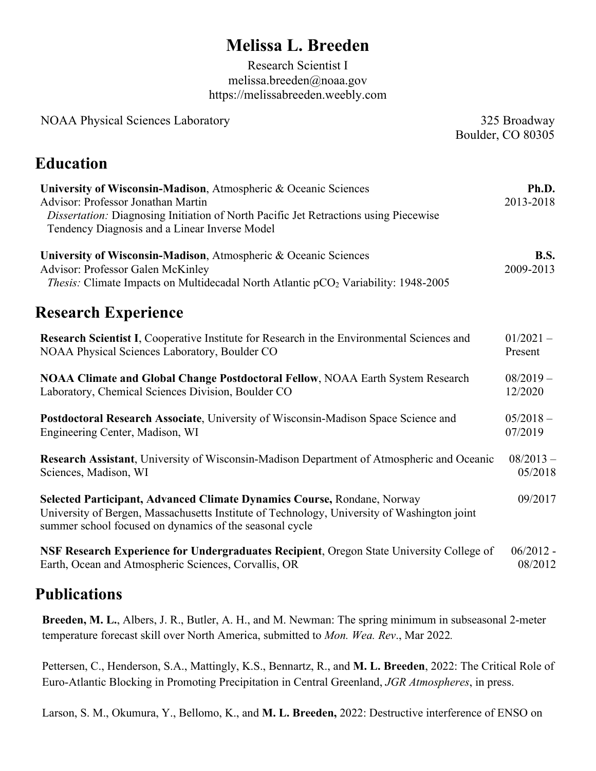# Melissa L. Breeden

Research Scientist I
melissa.breeden@noaa.gov
https://melissabreeden.weebly.com

NOAA Physical Sciences Laboratory
325 Broadway
Boulder, CO 80305

## Education

**University of Wisconsin-Madison**, Atmospheric & Oceanic Sciences — **Ph.D.** 2013-2018
Advisor: Professor Jonathan Martin
*Dissertation:* Diagnosing Initiation of North Pacific Jet Retractions using Piecewise Tendency Diagnosis and a Linear Inverse Model

**University of Wisconsin-Madison**, Atmospheric & Oceanic Sciences — **B.S.** 2009-2013
Advisor: Professor Galen McKinley
*Thesis:* Climate Impacts on Multidecadal North Atlantic $pCO_2$ Variability: 1948-2005

## Research Experience

**Research Scientist I**, Cooperative Institute for Research in the Environmental Sciences and NOAA Physical Sciences Laboratory, Boulder CO — 01/2021 – Present

**NOAA Climate and Global Change Postdoctoral Fellow**, NOAA Earth System Research Laboratory, Chemical Sciences Division, Boulder CO — 08/2019 – 12/2020

**Postdoctoral Research Associate**, University of Wisconsin-Madison Space Science and Engineering Center, Madison, WI — 05/2018 – 07/2019

**Research Assistant**, University of Wisconsin-Madison Department of Atmospheric and Oceanic Sciences, Madison, WI — 08/2013 – 05/2018

**Selected Participant, Advanced Climate Dynamics Course,** Rondane, Norway — 09/2017
University of Bergen, Massachusetts Institute of Technology, University of Washington joint summer school focused on dynamics of the seasonal cycle

**NSF Research Experience for Undergraduates Recipient**, Oregon State University College of Earth, Ocean and Atmospheric Sciences, Corvallis, OR — 06/2012 - 08/2012

## Publications

**Breeden, M. L.**, Albers, J. R., Butler, A. H., and M. Newman: The spring minimum in subseasonal 2-meter temperature forecast skill over North America, submitted to *Mon. Wea. Rev*., Mar 2022*.*

Pettersen, C., Henderson, S.A., Mattingly, K.S., Bennartz, R., and **M. L. Breeden**, 2022: The Critical Role of Euro-Atlantic Blocking in Promoting Precipitation in Central Greenland, *JGR Atmospheres*, in press.

Larson, S. M., Okumura, Y., Bellomo, K., and **M. L. Breeden,** 2022: Destructive interference of ENSO on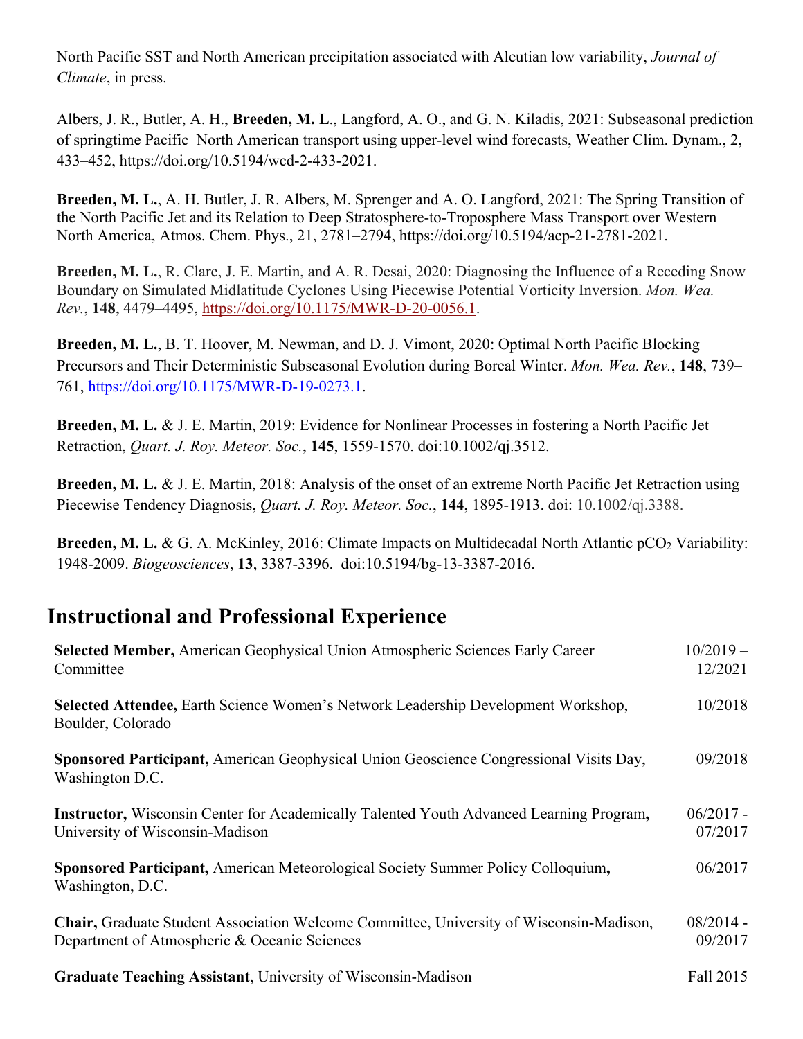North Pacific SST and North American precipitation associated with Aleutian low variability, *Journal of Climate*, in press.

Albers, J. R., Butler, A. H., **Breeden, M. L**., Langford, A. O., and G. N. Kiladis, 2021: Subseasonal prediction of springtime Pacific–North American transport using upper-level wind forecasts, Weather Clim. Dynam., 2, 433–452, https://doi.org/10.5194/wcd-2-433-2021.

**Breeden, M. L.**, A. H. Butler, J. R. Albers, M. Sprenger and A. O. Langford, 2021: The Spring Transition of the North Pacific Jet and its Relation to Deep Stratosphere-to-Troposphere Mass Transport over Western North America, Atmos. Chem. Phys., 21, 2781–2794, https://doi.org/10.5194/acp-21-2781-2021.

**Breeden, M. L.**, R. Clare, J. E. Martin, and A. R. Desai, 2020: Diagnosing the Influence of a Receding Snow Boundary on Simulated Midlatitude Cyclones Using Piecewise Potential Vorticity Inversion. *Mon. Wea. Rev.*, **148**, 4479–4495, https://doi.org/10.1175/MWR-D-20-0056.1.

**Breeden, M. L.**, B. T. Hoover, M. Newman, and D. J. Vimont, 2020: Optimal North Pacific Blocking Precursors and Their Deterministic Subseasonal Evolution during Boreal Winter. *Mon. Wea. Rev.*, **148**, 739–761, https://doi.org/10.1175/MWR-D-19-0273.1.

**Breeden, M. L.** & J. E. Martin, 2019: Evidence for Nonlinear Processes in fostering a North Pacific Jet Retraction, *Quart. J. Roy. Meteor. Soc.*, **145**, 1559-1570. doi:10.1002/qj.3512.

**Breeden, M. L.** & J. E. Martin, 2018: Analysis of the onset of an extreme North Pacific Jet Retraction using Piecewise Tendency Diagnosis, *Quart. J. Roy. Meteor. Soc.*, **144**, 1895-1913. doi: 10.1002/qj.3388.

**Breeden, M. L.** & G. A. McKinley, 2016: Climate Impacts on Multidecadal North Atlantic $pCO_2$ Variability: 1948-2009. *Biogeosciences*, **13**, 3387-3396. doi:10.5194/bg-13-3387-2016.

## Instructional and Professional Experience

| | |
|---|---|
| **Selected Member,** American Geophysical Union Atmospheric Sciences Early Career Committee | 10/2019 – 12/2021 |
| **Selected Attendee,** Earth Science Women's Network Leadership Development Workshop, Boulder, Colorado | 10/2018 |
| **Sponsored Participant,** American Geophysical Union Geoscience Congressional Visits Day, Washington D.C. | 09/2018 |
| **Instructor,** Wisconsin Center for Academically Talented Youth Advanced Learning Program**,** University of Wisconsin-Madison | 06/2017 - 07/2017 |
| **Sponsored Participant,** American Meteorological Society Summer Policy Colloquium**,** Washington, D.C. | 06/2017 |
| **Chair,** Graduate Student Association Welcome Committee, University of Wisconsin-Madison, Department of Atmospheric & Oceanic Sciences | 08/2014 - 09/2017 |
| **Graduate Teaching Assistant**, University of Wisconsin-Madison | Fall 2015 |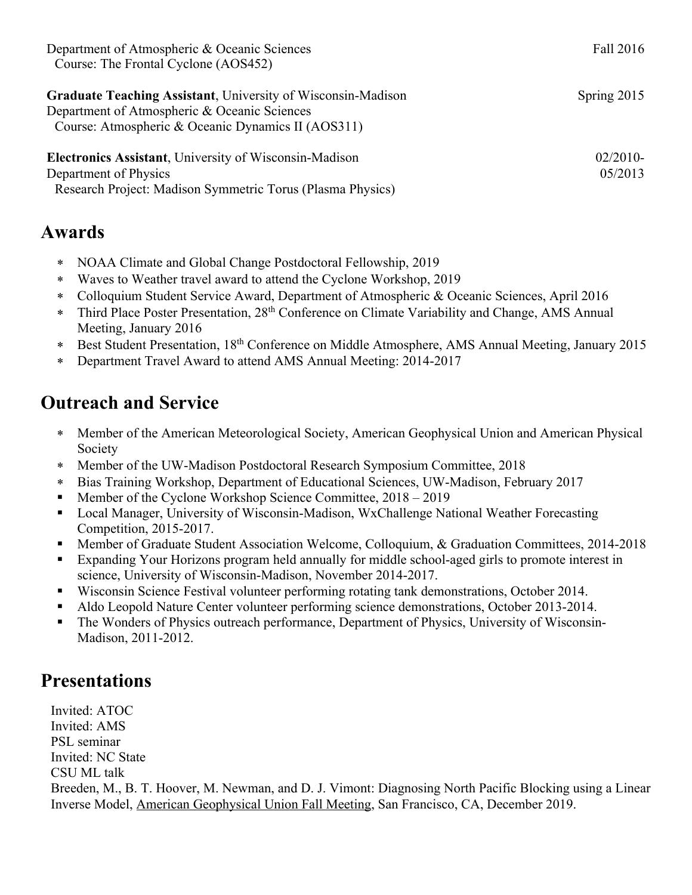Department of Atmospheric & Oceanic Sciences — Fall 2016
Course: The Frontal Cyclone (AOS452)

**Graduate Teaching Assistant**, University of Wisconsin-Madison — Spring 2015
Department of Atmospheric & Oceanic Sciences
Course: Atmospheric & Oceanic Dynamics II (AOS311)

**Electronics Assistant**, University of Wisconsin-Madison — 02/2010-05/2013
Department of Physics
Research Project: Madison Symmetric Torus (Plasma Physics)

## Awards

- NOAA Climate and Global Change Postdoctoral Fellowship, 2019
- Waves to Weather travel award to attend the Cyclone Workshop, 2019
- Colloquium Student Service Award, Department of Atmospheric & Oceanic Sciences, April 2016
- Third Place Poster Presentation, 28th Conference on Climate Variability and Change, AMS Annual Meeting, January 2016
- Best Student Presentation, 18th Conference on Middle Atmosphere, AMS Annual Meeting, January 2015
- Department Travel Award to attend AMS Annual Meeting: 2014-2017

## Outreach and Service

- Member of the American Meteorological Society, American Geophysical Union and American Physical Society
- Member of the UW-Madison Postdoctoral Research Symposium Committee, 2018
- Bias Training Workshop, Department of Educational Sciences, UW-Madison, February 2017
- Member of the Cyclone Workshop Science Committee, 2018 – 2019
- Local Manager, University of Wisconsin-Madison, WxChallenge National Weather Forecasting Competition, 2015-2017.
- Member of Graduate Student Association Welcome, Colloquium, & Graduation Committees, 2014-2018
- Expanding Your Horizons program held annually for middle school-aged girls to promote interest in science, University of Wisconsin-Madison, November 2014-2017.
- Wisconsin Science Festival volunteer performing rotating tank demonstrations, October 2014.
- Aldo Leopold Nature Center volunteer performing science demonstrations, October 2013-2014.
- The Wonders of Physics outreach performance, Department of Physics, University of Wisconsin-Madison, 2011-2012.

## Presentations

Invited: ATOC
Invited: AMS
PSL seminar
Invited: NC State
CSU ML talk
Breeden, M., B. T. Hoover, M. Newman, and D. J. Vimont: Diagnosing North Pacific Blocking using a Linear Inverse Model, American Geophysical Union Fall Meeting, San Francisco, CA, December 2019.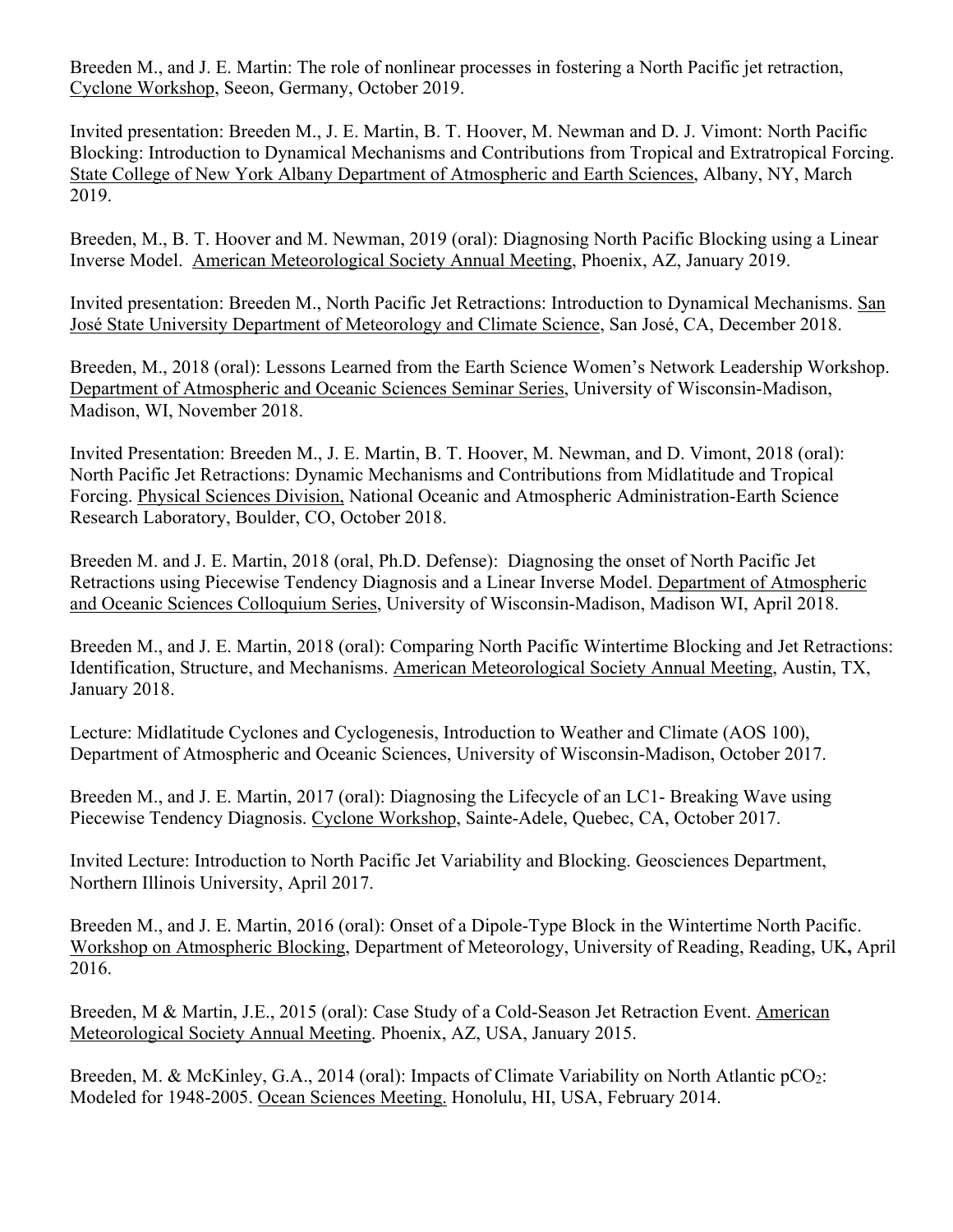Breeden M., and J. E. Martin: The role of nonlinear processes in fostering a North Pacific jet retraction, Cyclone Workshop, Seeon, Germany, October 2019.

Invited presentation: Breeden M., J. E. Martin, B. T. Hoover, M. Newman and D. J. Vimont: North Pacific Blocking: Introduction to Dynamical Mechanisms and Contributions from Tropical and Extratropical Forcing. State College of New York Albany Department of Atmospheric and Earth Sciences, Albany, NY, March 2019.

Breeden, M., B. T. Hoover and M. Newman, 2019 (oral): Diagnosing North Pacific Blocking using a Linear Inverse Model. American Meteorological Society Annual Meeting, Phoenix, AZ, January 2019.

Invited presentation: Breeden M., North Pacific Jet Retractions: Introduction to Dynamical Mechanisms. San José State University Department of Meteorology and Climate Science, San José, CA, December 2018.

Breeden, M., 2018 (oral): Lessons Learned from the Earth Science Women's Network Leadership Workshop. Department of Atmospheric and Oceanic Sciences Seminar Series, University of Wisconsin-Madison, Madison, WI, November 2018.

Invited Presentation: Breeden M., J. E. Martin, B. T. Hoover, M. Newman, and D. Vimont, 2018 (oral): North Pacific Jet Retractions: Dynamic Mechanisms and Contributions from Midlatitude and Tropical Forcing. Physical Sciences Division, National Oceanic and Atmospheric Administration-Earth Science Research Laboratory, Boulder, CO, October 2018.

Breeden M. and J. E. Martin, 2018 (oral, Ph.D. Defense): Diagnosing the onset of North Pacific Jet Retractions using Piecewise Tendency Diagnosis and a Linear Inverse Model. Department of Atmospheric and Oceanic Sciences Colloquium Series, University of Wisconsin-Madison, Madison WI, April 2018.

Breeden M., and J. E. Martin, 2018 (oral): Comparing North Pacific Wintertime Blocking and Jet Retractions: Identification, Structure, and Mechanisms. American Meteorological Society Annual Meeting, Austin, TX, January 2018.

Lecture: Midlatitude Cyclones and Cyclogenesis, Introduction to Weather and Climate (AOS 100), Department of Atmospheric and Oceanic Sciences, University of Wisconsin-Madison, October 2017.

Breeden M., and J. E. Martin, 2017 (oral): Diagnosing the Lifecycle of an LC1- Breaking Wave using Piecewise Tendency Diagnosis. Cyclone Workshop, Sainte-Adele, Quebec, CA, October 2017.

Invited Lecture: Introduction to North Pacific Jet Variability and Blocking. Geosciences Department, Northern Illinois University, April 2017.

Breeden M., and J. E. Martin, 2016 (oral): Onset of a Dipole-Type Block in the Wintertime North Pacific. Workshop on Atmospheric Blocking, Department of Meteorology, University of Reading, Reading, UK, April 2016.

Breeden, M & Martin, J.E., 2015 (oral): Case Study of a Cold-Season Jet Retraction Event. American Meteorological Society Annual Meeting. Phoenix, AZ, USA, January 2015.

Breeden, M. & McKinley, G.A., 2014 (oral): Impacts of Climate Variability on North Atlantic $pCO_2$: Modeled for 1948-2005. Ocean Sciences Meeting. Honolulu, HI, USA, February 2014.